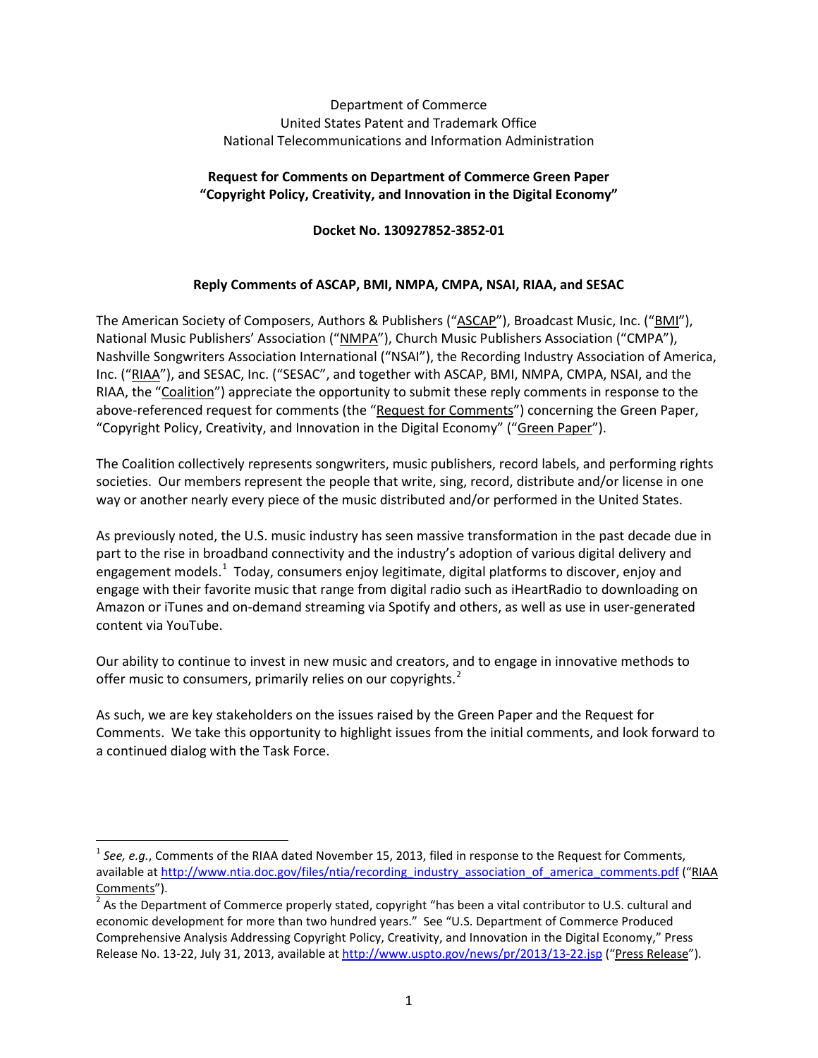Department of Commerce
United States Patent and Trademark Office
National Telecommunications and Information Administration

**Request for Comments on Department of Commerce Green Paper "Copyright Policy, Creativity, and Innovation in the Digital Economy"**

**Docket No. 130927852-3852-01**

**Reply Comments of ASCAP, BMI, NMPA, CMPA, NSAI, RIAA, and SESAC**

The American Society of Composers, Authors & Publishers ("ASCAP"), Broadcast Music, Inc. ("BMI"), National Music Publishers' Association ("NMPA"), Church Music Publishers Association ("CMPA"), Nashville Songwriters Association International ("NSAI"), the Recording Industry Association of America, Inc. ("RIAA"), and SESAC, Inc. ("SESAC", and together with ASCAP, BMI, NMPA, CMPA, NSAI, and the RIAA, the "Coalition") appreciate the opportunity to submit these reply comments in response to the above-referenced request for comments (the "Request for Comments") concerning the Green Paper, "Copyright Policy, Creativity, and Innovation in the Digital Economy" ("Green Paper").

The Coalition collectively represents songwriters, music publishers, record labels, and performing rights societies. Our members represent the people that write, sing, record, distribute and/or license in one way or another nearly every piece of the music distributed and/or performed in the United States.

As previously noted, the U.S. music industry has seen massive transformation in the past decade due in part to the rise in broadband connectivity and the industry's adoption of various digital delivery and engagement models.[1] Today, consumers enjoy legitimate, digital platforms to discover, enjoy and engage with their favorite music that range from digital radio such as iHeartRadio to downloading on Amazon or iTunes and on-demand streaming via Spotify and others, as well as use in user-generated content via YouTube.

Our ability to continue to invest in new music and creators, and to engage in innovative methods to offer music to consumers, primarily relies on our copyrights.[2]

As such, we are key stakeholders on the issues raised by the Green Paper and the Request for Comments. We take this opportunity to highlight issues from the initial comments, and look forward to a continued dialog with the Task Force.

---

[1] *See, e.g.*, Comments of the RIAA dated November 15, 2013, filed in response to the Request for Comments, available at http://www.ntia.doc.gov/files/ntia/recording_industry_association_of_america_comments.pdf ("RIAA Comments").

[2] As the Department of Commerce properly stated, copyright "has been a vital contributor to U.S. cultural and economic development for more than two hundred years." See "U.S. Department of Commerce Produced Comprehensive Analysis Addressing Copyright Policy, Creativity, and Innovation in the Digital Economy," Press Release No. 13-22, July 31, 2013, available at http://www.uspto.gov/news/pr/2013/13-22.jsp ("Press Release").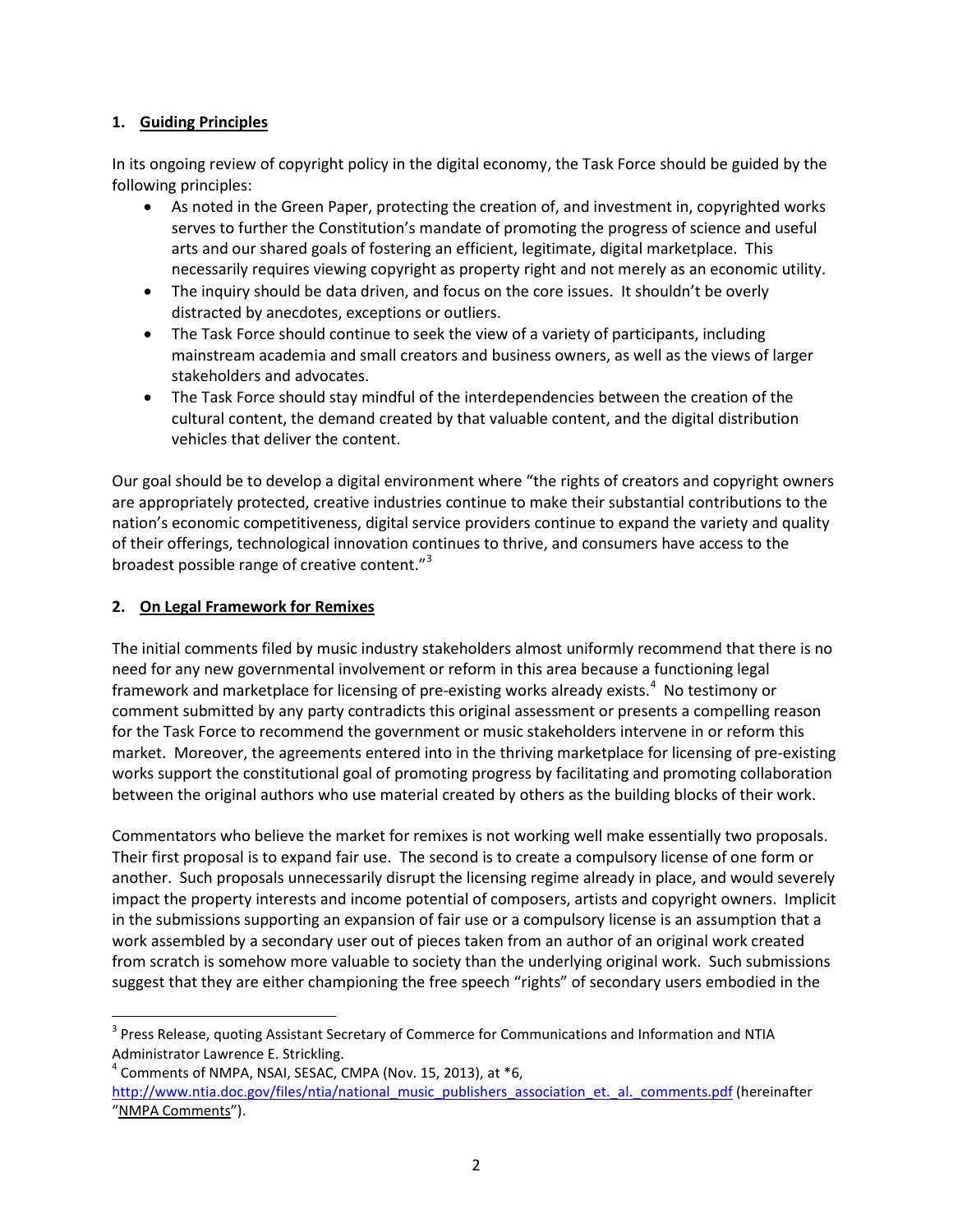## 1. Guiding Principles

In its ongoing review of copyright policy in the digital economy, the Task Force should be guided by the following principles:

- As noted in the Green Paper, protecting the creation of, and investment in, copyrighted works serves to further the Constitution's mandate of promoting the progress of science and useful arts and our shared goals of fostering an efficient, legitimate, digital marketplace. This necessarily requires viewing copyright as property right and not merely as an economic utility.
- The inquiry should be data driven, and focus on the core issues. It shouldn't be overly distracted by anecdotes, exceptions or outliers.
- The Task Force should continue to seek the view of a variety of participants, including mainstream academia and small creators and business owners, as well as the views of larger stakeholders and advocates.
- The Task Force should stay mindful of the interdependencies between the creation of the cultural content, the demand created by that valuable content, and the digital distribution vehicles that deliver the content.

Our goal should be to develop a digital environment where "the rights of creators and copyright owners are appropriately protected, creative industries continue to make their substantial contributions to the nation's economic competitiveness, digital service providers continue to expand the variety and quality of their offerings, technological innovation continues to thrive, and consumers have access to the broadest possible range of creative content."[3]

## 2. On Legal Framework for Remixes

The initial comments filed by music industry stakeholders almost uniformly recommend that there is no need for any new governmental involvement or reform in this area because a functioning legal framework and marketplace for licensing of pre-existing works already exists.[4] No testimony or comment submitted by any party contradicts this original assessment or presents a compelling reason for the Task Force to recommend the government or music stakeholders intervene in or reform this market. Moreover, the agreements entered into in the thriving marketplace for licensing of pre-existing works support the constitutional goal of promoting progress by facilitating and promoting collaboration between the original authors who use material created by others as the building blocks of their work.

Commentators who believe the market for remixes is not working well make essentially two proposals. Their first proposal is to expand fair use. The second is to create a compulsory license of one form or another. Such proposals unnecessarily disrupt the licensing regime already in place, and would severely impact the property interests and income potential of composers, artists and copyright owners. Implicit in the submissions supporting an expansion of fair use or a compulsory license is an assumption that a work assembled by a secondary user out of pieces taken from an author of an original work created from scratch is somehow more valuable to society than the underlying original work. Such submissions suggest that they are either championing the free speech "rights" of secondary users embodied in the

---

[3] Press Release, quoting Assistant Secretary of Commerce for Communications and Information and NTIA Administrator Lawrence E. Strickling.

[4] Comments of NMPA, NSAI, SESAC, CMPA (Nov. 15, 2013), at *6, http://www.ntia.doc.gov/files/ntia/national_music_publishers_association_et._al._comments.pdf (hereinafter "NMPA Comments").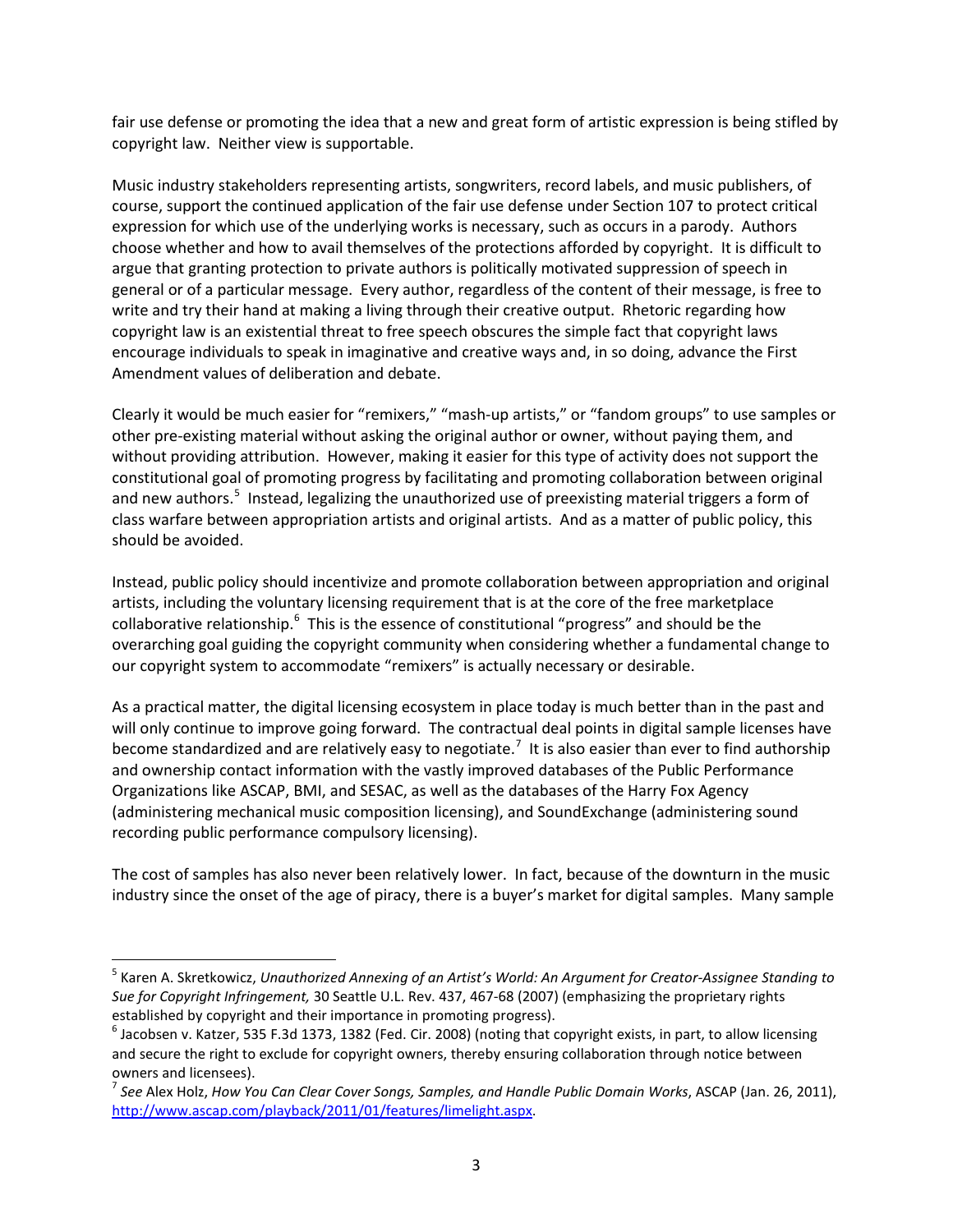fair use defense or promoting the idea that a new and great form of artistic expression is being stifled by copyright law. Neither view is supportable.

Music industry stakeholders representing artists, songwriters, record labels, and music publishers, of course, support the continued application of the fair use defense under Section 107 to protect critical expression for which use of the underlying works is necessary, such as occurs in a parody. Authors choose whether and how to avail themselves of the protections afforded by copyright. It is difficult to argue that granting protection to private authors is politically motivated suppression of speech in general or of a particular message. Every author, regardless of the content of their message, is free to write and try their hand at making a living through their creative output. Rhetoric regarding how copyright law is an existential threat to free speech obscures the simple fact that copyright laws encourage individuals to speak in imaginative and creative ways and, in so doing, advance the First Amendment values of deliberation and debate.

Clearly it would be much easier for "remixers," "mash-up artists," or "fandom groups" to use samples or other pre-existing material without asking the original author or owner, without paying them, and without providing attribution. However, making it easier for this type of activity does not support the constitutional goal of promoting progress by facilitating and promoting collaboration between original and new authors.[5] Instead, legalizing the unauthorized use of preexisting material triggers a form of class warfare between appropriation artists and original artists. And as a matter of public policy, this should be avoided.

Instead, public policy should incentivize and promote collaboration between appropriation and original artists, including the voluntary licensing requirement that is at the core of the free marketplace collaborative relationship.[6] This is the essence of constitutional "progress" and should be the overarching goal guiding the copyright community when considering whether a fundamental change to our copyright system to accommodate "remixers" is actually necessary or desirable.

As a practical matter, the digital licensing ecosystem in place today is much better than in the past and will only continue to improve going forward. The contractual deal points in digital sample licenses have become standardized and are relatively easy to negotiate.[7] It is also easier than ever to find authorship and ownership contact information with the vastly improved databases of the Public Performance Organizations like ASCAP, BMI, and SESAC, as well as the databases of the Harry Fox Agency (administering mechanical music composition licensing), and SoundExchange (administering sound recording public performance compulsory licensing).

The cost of samples has also never been relatively lower. In fact, because of the downturn in the music industry since the onset of the age of piracy, there is a buyer's market for digital samples. Many sample

---

[5] Karen A. Skretkowicz, *Unauthorized Annexing of an Artist's World: An Argument for Creator-Assignee Standing to Sue for Copyright Infringement,* 30 Seattle U.L. Rev. 437, 467-68 (2007) (emphasizing the proprietary rights established by copyright and their importance in promoting progress).

[6] Jacobsen v. Katzer, 535 F.3d 1373, 1382 (Fed. Cir. 2008) (noting that copyright exists, in part, to allow licensing and secure the right to exclude for copyright owners, thereby ensuring collaboration through notice between owners and licensees).

[7] *See* Alex Holz, *How You Can Clear Cover Songs, Samples, and Handle Public Domain Works*, ASCAP (Jan. 26, 2011), http://www.ascap.com/playback/2011/01/features/limelight.aspx.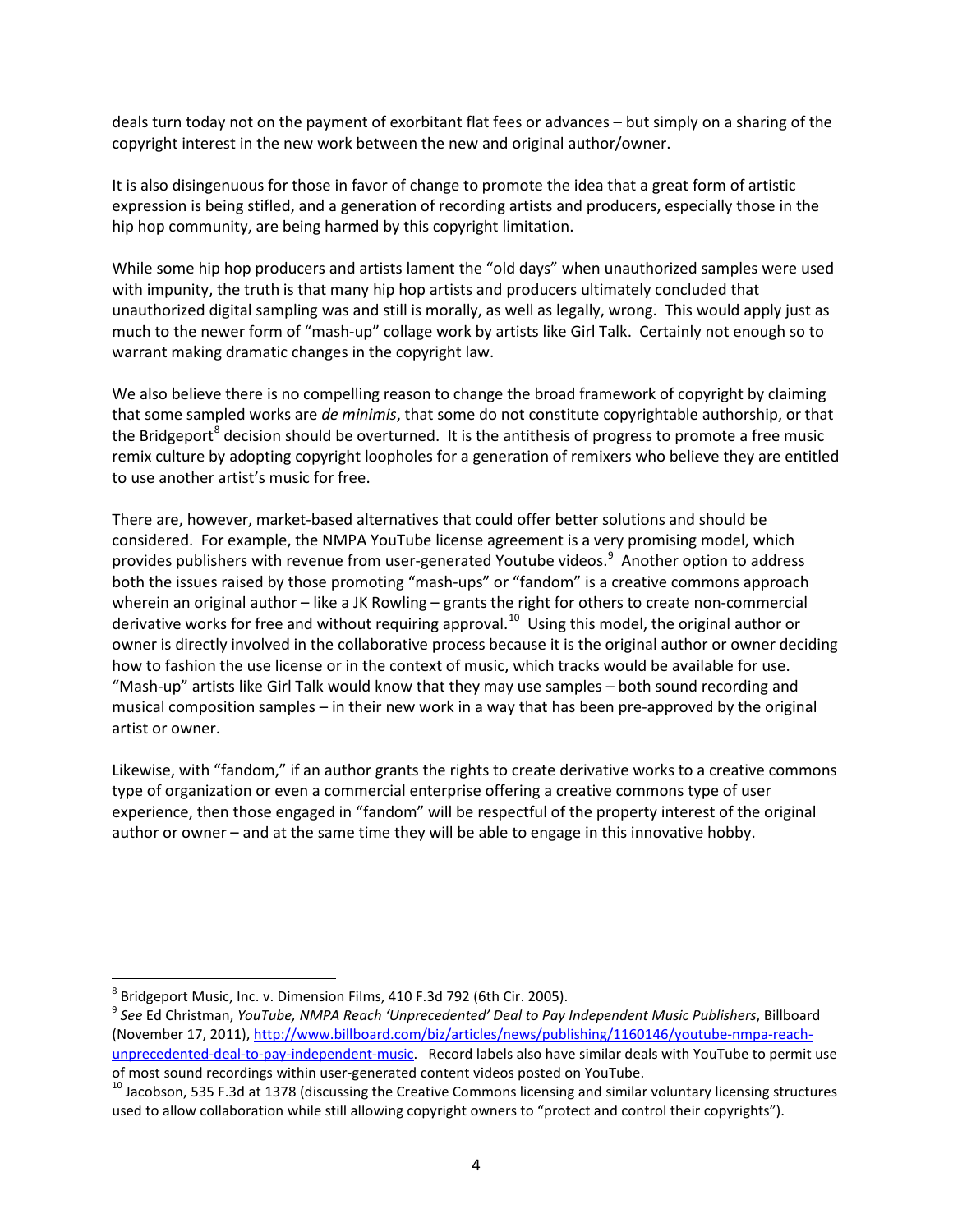deals turn today not on the payment of exorbitant flat fees or advances – but simply on a sharing of the copyright interest in the new work between the new and original author/owner.

It is also disingenuous for those in favor of change to promote the idea that a great form of artistic expression is being stifled, and a generation of recording artists and producers, especially those in the hip hop community, are being harmed by this copyright limitation.

While some hip hop producers and artists lament the "old days" when unauthorized samples were used with impunity, the truth is that many hip hop artists and producers ultimately concluded that unauthorized digital sampling was and still is morally, as well as legally, wrong. This would apply just as much to the newer form of "mash-up" collage work by artists like Girl Talk. Certainly not enough so to warrant making dramatic changes in the copyright law.

We also believe there is no compelling reason to change the broad framework of copyright by claiming that some sampled works are *de minimis*, that some do not constitute copyrightable authorship, or that the Bridgeport[8] decision should be overturned. It is the antithesis of progress to promote a free music remix culture by adopting copyright loopholes for a generation of remixers who believe they are entitled to use another artist's music for free.

There are, however, market-based alternatives that could offer better solutions and should be considered. For example, the NMPA YouTube license agreement is a very promising model, which provides publishers with revenue from user-generated Youtube videos.[9] Another option to address both the issues raised by those promoting "mash-ups" or "fandom" is a creative commons approach wherein an original author – like a JK Rowling – grants the right for others to create non-commercial derivative works for free and without requiring approval.[10] Using this model, the original author or owner is directly involved in the collaborative process because it is the original author or owner deciding how to fashion the use license or in the context of music, which tracks would be available for use. "Mash-up" artists like Girl Talk would know that they may use samples – both sound recording and musical composition samples – in their new work in a way that has been pre-approved by the original artist or owner.

Likewise, with "fandom," if an author grants the rights to create derivative works to a creative commons type of organization or even a commercial enterprise offering a creative commons type of user experience, then those engaged in "fandom" will be respectful of the property interest of the original author or owner – and at the same time they will be able to engage in this innovative hobby.

---

[8] Bridgeport Music, Inc. v. Dimension Films, 410 F.3d 792 (6th Cir. 2005).

[9] *See* Ed Christman, *YouTube, NMPA Reach 'Unprecedented' Deal to Pay Independent Music Publishers*, Billboard (November 17, 2011), http://www.billboard.com/biz/articles/news/publishing/1160146/youtube-nmpa-reach-unprecedented-deal-to-pay-independent-music. Record labels also have similar deals with YouTube to permit use of most sound recordings within user-generated content videos posted on YouTube.

[10] Jacobson, 535 F.3d at 1378 (discussing the Creative Commons licensing and similar voluntary licensing structures used to allow collaboration while still allowing copyright owners to "protect and control their copyrights").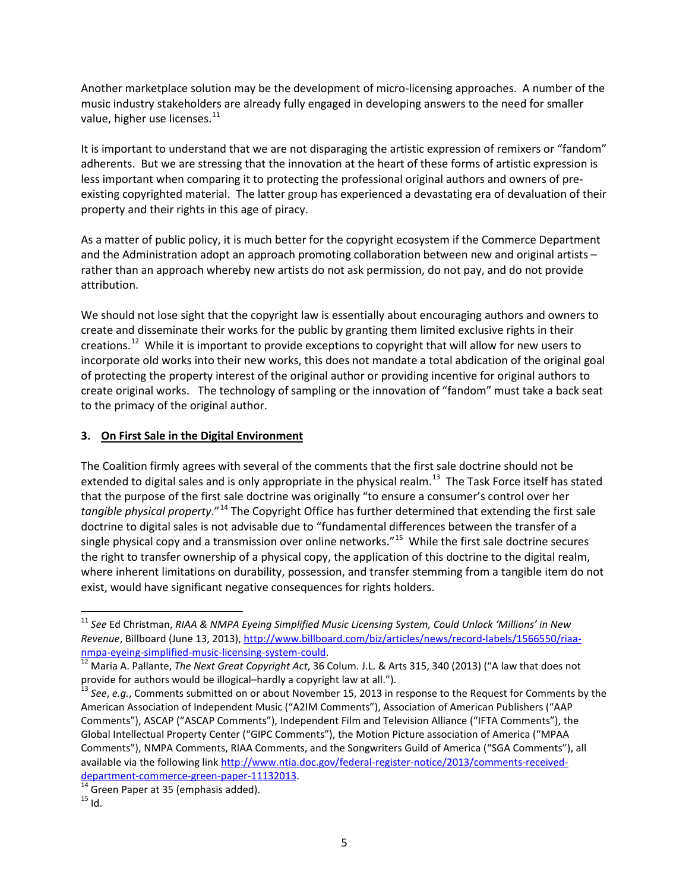Another marketplace solution may be the development of micro-licensing approaches. A number of the music industry stakeholders are already fully engaged in developing answers to the need for smaller value, higher use licenses.[11]

It is important to understand that we are not disparaging the artistic expression of remixers or "fandom" adherents. But we are stressing that the innovation at the heart of these forms of artistic expression is less important when comparing it to protecting the professional original authors and owners of pre-existing copyrighted material. The latter group has experienced a devastating era of devaluation of their property and their rights in this age of piracy.

As a matter of public policy, it is much better for the copyright ecosystem if the Commerce Department and the Administration adopt an approach promoting collaboration between new and original artists – rather than an approach whereby new artists do not ask permission, do not pay, and do not provide attribution.

We should not lose sight that the copyright law is essentially about encouraging authors and owners to create and disseminate their works for the public by granting them limited exclusive rights in their creations.[12] While it is important to provide exceptions to copyright that will allow for new users to incorporate old works into their new works, this does not mandate a total abdication of the original goal of protecting the property interest of the original author or providing incentive for original authors to create original works. The technology of sampling or the innovation of "fandom" must take a back seat to the primacy of the original author.

### 3. On First Sale in the Digital Environment

The Coalition firmly agrees with several of the comments that the first sale doctrine should not be extended to digital sales and is only appropriate in the physical realm.[13] The Task Force itself has stated that the purpose of the first sale doctrine was originally "to ensure a consumer's control over her *tangible physical property*."[14] The Copyright Office has further determined that extending the first sale doctrine to digital sales is not advisable due to "fundamental differences between the transfer of a single physical copy and a transmission over online networks."[15] While the first sale doctrine secures the right to transfer ownership of a physical copy, the application of this doctrine to the digital realm, where inherent limitations on durability, possession, and transfer stemming from a tangible item do not exist, would have significant negative consequences for rights holders.

---

[11] *See* Ed Christman, *RIAA & NMPA Eyeing Simplified Music Licensing System, Could Unlock 'Millions' in New Revenue*, Billboard (June 13, 2013), http://www.billboard.com/biz/articles/news/record-labels/1566550/riaa-nmpa-eyeing-simplified-music-licensing-system-could.

[12] Maria A. Pallante, *The Next Great Copyright Act*, 36 Colum. J.L. & Arts 315, 340 (2013) ("A law that does not provide for authors would be illogical–hardly a copyright law at all.").

[13] *See*, *e.g.*, Comments submitted on or about November 15, 2013 in response to the Request for Comments by the American Association of Independent Music ("A2IM Comments"), Association of American Publishers ("AAP Comments"), ASCAP ("ASCAP Comments"), Independent Film and Television Alliance ("IFTA Comments"), the Global Intellectual Property Center ("GIPC Comments"), the Motion Picture association of America ("MPAA Comments"), NMPA Comments, RIAA Comments, and the Songwriters Guild of America ("SGA Comments"), all available via the following link http://www.ntia.doc.gov/federal-register-notice/2013/comments-received-department-commerce-green-paper-11132013.

[14] Green Paper at 35 (emphasis added).

[15] Id.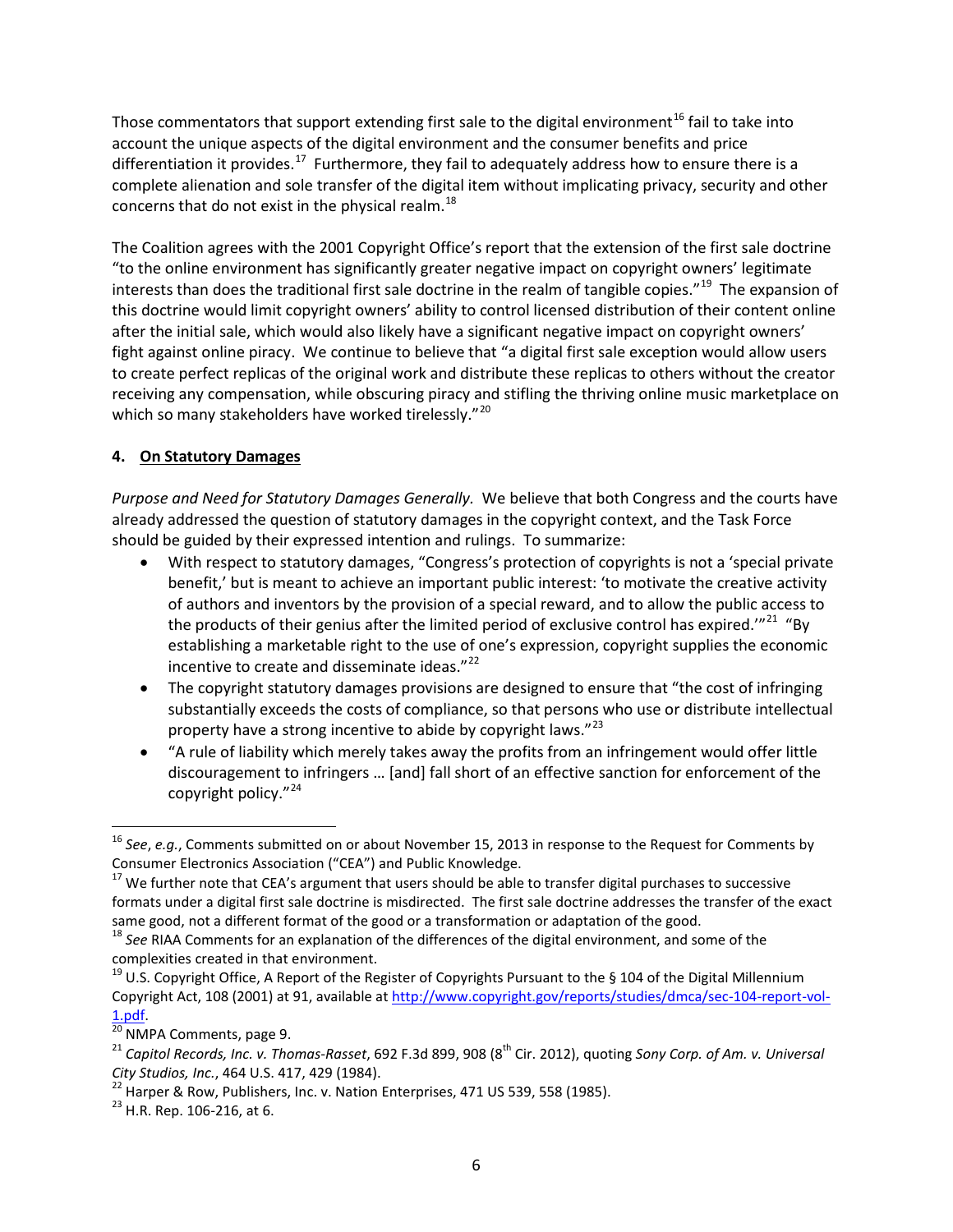Those commentators that support extending first sale to the digital environment[16] fail to take into account the unique aspects of the digital environment and the consumer benefits and price differentiation it provides.[17] Furthermore, they fail to adequately address how to ensure there is a complete alienation and sole transfer of the digital item without implicating privacy, security and other concerns that do not exist in the physical realm.[18]

The Coalition agrees with the 2001 Copyright Office's report that the extension of the first sale doctrine "to the online environment has significantly greater negative impact on copyright owners' legitimate interests than does the traditional first sale doctrine in the realm of tangible copies."[19] The expansion of this doctrine would limit copyright owners' ability to control licensed distribution of their content online after the initial sale, which would also likely have a significant negative impact on copyright owners' fight against online piracy. We continue to believe that "a digital first sale exception would allow users to create perfect replicas of the original work and distribute these replicas to others without the creator receiving any compensation, while obscuring piracy and stifling the thriving online music marketplace on which so many stakeholders have worked tirelessly."[20]

#### 4. **On Statutory Damages**

*Purpose and Need for Statutory Damages Generally.* We believe that both Congress and the courts have already addressed the question of statutory damages in the copyright context, and the Task Force should be guided by their expressed intention and rulings. To summarize:

- With respect to statutory damages, "Congress's protection of copyrights is not a 'special private benefit,' but is meant to achieve an important public interest: 'to motivate the creative activity of authors and inventors by the provision of a special reward, and to allow the public access to the products of their genius after the limited period of exclusive control has expired.'"[21] "By establishing a marketable right to the use of one's expression, copyright supplies the economic incentive to create and disseminate ideas."[22]
- The copyright statutory damages provisions are designed to ensure that "the cost of infringing substantially exceeds the costs of compliance, so that persons who use or distribute intellectual property have a strong incentive to abide by copyright laws."[23]
- "A rule of liability which merely takes away the profits from an infringement would offer little discouragement to infringers … [and] fall short of an effective sanction for enforcement of the copyright policy."[24]

---

[16] *See*, *e.g.*, Comments submitted on or about November 15, 2013 in response to the Request for Comments by Consumer Electronics Association ("CEA") and Public Knowledge.

[17] We further note that CEA's argument that users should be able to transfer digital purchases to successive formats under a digital first sale doctrine is misdirected. The first sale doctrine addresses the transfer of the exact same good, not a different format of the good or a transformation or adaptation of the good.

[18] *See* RIAA Comments for an explanation of the differences of the digital environment, and some of the complexities created in that environment.

[19] U.S. Copyright Office, A Report of the Register of Copyrights Pursuant to the § 104 of the Digital Millennium Copyright Act, 108 (2001) at 91, available at http://www.copyright.gov/reports/studies/dmca/sec-104-report-vol-1.pdf.

[20] NMPA Comments, page 9.

[21] *Capitol Records, Inc. v. Thomas-Rasset*, 692 F.3d 899, 908 (8th Cir. 2012), quoting *Sony Corp. of Am. v. Universal City Studios, Inc.*, 464 U.S. 417, 429 (1984).

[22] Harper & Row, Publishers, Inc. v. Nation Enterprises, 471 US 539, 558 (1985).

[23] H.R. Rep. 106-216, at 6.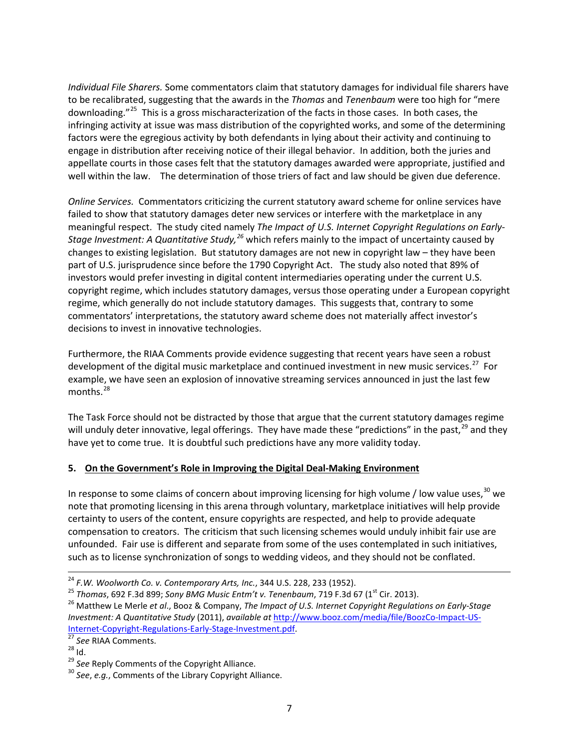*Individual File Sharers.* Some commentators claim that statutory damages for individual file sharers have to be recalibrated, suggesting that the awards in the *Thomas* and *Tenenbaum* were too high for "mere downloading."[25] This is a gross mischaracterization of the facts in those cases. In both cases, the infringing activity at issue was mass distribution of the copyrighted works, and some of the determining factors were the egregious activity by both defendants in lying about their activity and continuing to engage in distribution after receiving notice of their illegal behavior. In addition, both the juries and appellate courts in those cases felt that the statutory damages awarded were appropriate, justified and well within the law. The determination of those triers of fact and law should be given due deference.

*Online Services.* Commentators criticizing the current statutory award scheme for online services have failed to show that statutory damages deter new services or interfere with the marketplace in any meaningful respect. The study cited namely *The Impact of U.S. Internet Copyright Regulations on Early-Stage Investment: A Quantitative Study,*[26] which refers mainly to the impact of uncertainty caused by changes to existing legislation. But statutory damages are not new in copyright law – they have been part of U.S. jurisprudence since before the 1790 Copyright Act. The study also noted that 89% of investors would prefer investing in digital content intermediaries operating under the current U.S. copyright regime, which includes statutory damages, versus those operating under a European copyright regime, which generally do not include statutory damages. This suggests that, contrary to some commentators' interpretations, the statutory award scheme does not materially affect investor's decisions to invest in innovative technologies.

Furthermore, the RIAA Comments provide evidence suggesting that recent years have seen a robust development of the digital music marketplace and continued investment in new music services.[27] For example, we have seen an explosion of innovative streaming services announced in just the last few months.[28]

The Task Force should not be distracted by those that argue that the current statutory damages regime will unduly deter innovative, legal offerings. They have made these "predictions" in the past,[29] and they have yet to come true. It is doubtful such predictions have any more validity today.

**5. <u>On the Government's Role in Improving the Digital Deal-Making Environment</u>**

In response to some claims of concern about improving licensing for high volume / low value uses,[30] we note that promoting licensing in this arena through voluntary, marketplace initiatives will help provide certainty to users of the content, ensure copyrights are respected, and help to provide adequate compensation to creators. The criticism that such licensing schemes would unduly inhibit fair use are unfounded. Fair use is different and separate from some of the uses contemplated in such initiatives, such as to license synchronization of songs to wedding videos, and they should not be conflated.

---

[24] *F.W. Woolworth Co. v. Contemporary Arts, Inc.*, 344 U.S. 228, 233 (1952).

[25] *Thomas*, 692 F.3d 899; *Sony BMG Music Entm't v. Tenenbaum*, 719 F.3d 67 (1st Cir. 2013).

[26] Matthew Le Merle *et al.*, Booz & Company, *The Impact of U.S. Internet Copyright Regulations on Early-Stage Investment: A Quantitative Study* (2011), *available at* http://www.booz.com/media/file/BoozCo-Impact-US-Internet-Copyright-Regulations-Early-Stage-Investment.pdf.

[27] *See* RIAA Comments.

[28] Id.

[29] *See* Reply Comments of the Copyright Alliance.

[30] *See*, *e.g.*, Comments of the Library Copyright Alliance.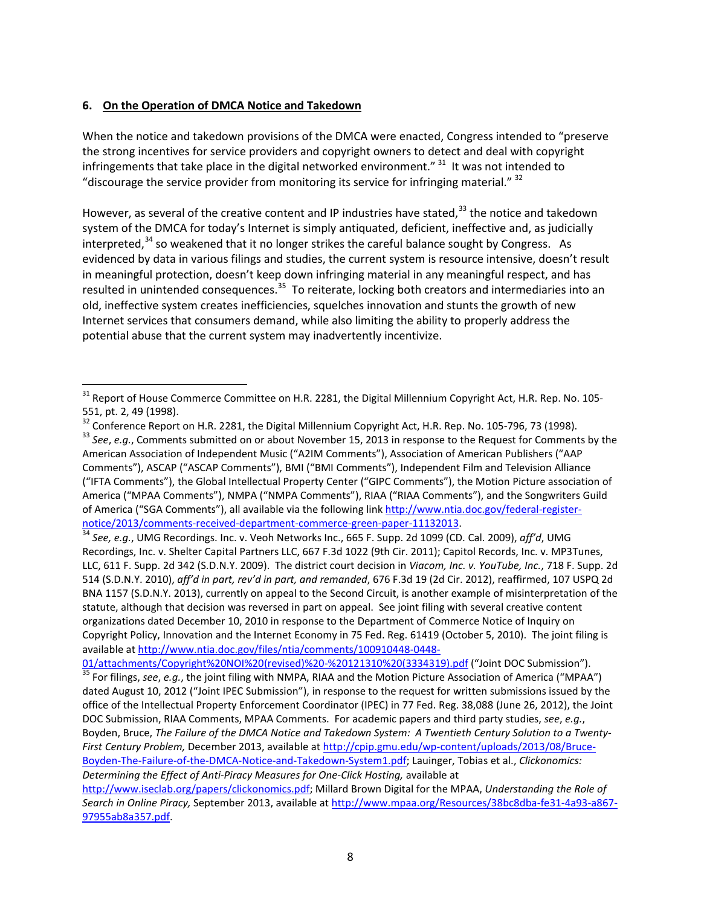**6. On the Operation of DMCA Notice and Takedown**

When the notice and takedown provisions of the DMCA were enacted, Congress intended to "preserve the strong incentives for service providers and copyright owners to detect and deal with copyright infringements that take place in the digital networked environment." [31] It was not intended to "discourage the service provider from monitoring its service for infringing material." [32]

However, as several of the creative content and IP industries have stated,[33] the notice and takedown system of the DMCA for today's Internet is simply antiquated, deficient, ineffective and, as judicially interpreted,[34] so weakened that it no longer strikes the careful balance sought by Congress. As evidenced by data in various filings and studies, the current system is resource intensive, doesn't result in meaningful protection, doesn't keep down infringing material in any meaningful respect, and has resulted in unintended consequences.[35] To reiterate, locking both creators and intermediaries into an old, ineffective system creates inefficiencies, squelches innovation and stunts the growth of new Internet services that consumers demand, while also limiting the ability to properly address the potential abuse that the current system may inadvertently incentivize.

---

[31] Report of House Commerce Committee on H.R. 2281, the Digital Millennium Copyright Act, H.R. Rep. No. 105-551, pt. 2, 49 (1998).

[32] Conference Report on H.R. 2281, the Digital Millennium Copyright Act, H.R. Rep. No. 105-796, 73 (1998).

[33] *See*, *e.g.*, Comments submitted on or about November 15, 2013 in response to the Request for Comments by the American Association of Independent Music ("A2IM Comments"), Association of American Publishers ("AAP Comments"), ASCAP ("ASCAP Comments"), BMI ("BMI Comments"), Independent Film and Television Alliance ("IFTA Comments"), the Global Intellectual Property Center ("GIPC Comments"), the Motion Picture association of America ("MPAA Comments"), NMPA ("NMPA Comments"), RIAA ("RIAA Comments"), and the Songwriters Guild of America ("SGA Comments"), all available via the following link http://www.ntia.doc.gov/federal-register-notice/2013/comments-received-department-commerce-green-paper-11132013.

[34] *See, e.g.*, UMG Recordings. Inc. v. Veoh Networks Inc., 665 F. Supp. 2d 1099 (CD. Cal. 2009), *aff'd*, UMG Recordings, Inc. v. Shelter Capital Partners LLC, 667 F.3d 1022 (9th Cir. 2011); Capitol Records, Inc. v. MP3Tunes, LLC, 611 F. Supp. 2d 342 (S.D.N.Y. 2009). The district court decision in *Viacom, Inc. v. YouTube, Inc.*, 718 F. Supp. 2d 514 (S.D.N.Y. 2010), *aff'd in part, rev'd in part, and remanded*, 676 F.3d 19 (2d Cir. 2012), reaffirmed, 107 USPQ 2d BNA 1157 (S.D.N.Y. 2013), currently on appeal to the Second Circuit, is another example of misinterpretation of the statute, although that decision was reversed in part on appeal. See joint filing with several creative content organizations dated December 10, 2010 in response to the Department of Commerce Notice of Inquiry on Copyright Policy, Innovation and the Internet Economy in 75 Fed. Reg. 61419 (October 5, 2010). The joint filing is available at http://www.ntia.doc.gov/files/ntia/comments/100910448-0448-01/attachments/Copyright%20NOI%20(revised)%20-%20121310%20(3334319).pdf ("Joint DOC Submission").

[35] For filings, *see*, *e.g.*, the joint filing with NMPA, RIAA and the Motion Picture Association of America ("MPAA") dated August 10, 2012 ("Joint IPEC Submission"), in response to the request for written submissions issued by the office of the Intellectual Property Enforcement Coordinator (IPEC) in 77 Fed. Reg. 38,088 (June 26, 2012), the Joint DOC Submission, RIAA Comments, MPAA Comments. For academic papers and third party studies, *see*, *e.g.*, Boyden, Bruce, *The Failure of the DMCA Notice and Takedown System: A Twentieth Century Solution to a Twenty-First Century Problem,* December 2013, available at http://cpip.gmu.edu/wp-content/uploads/2013/08/Bruce-Boyden-The-Failure-of-the-DMCA-Notice-and-Takedown-System1.pdf; Lauinger, Tobias et al., *Clickonomics: Determining the Effect of Anti-Piracy Measures for One-Click Hosting,* available at http://www.iseclab.org/papers/clickonomics.pdf; Millard Brown Digital for the MPAA, *Understanding the Role of Search in Online Piracy,* September 2013, available at http://www.mpaa.org/Resources/38bc8dba-fe31-4a93-a867-97955ab8a357.pdf.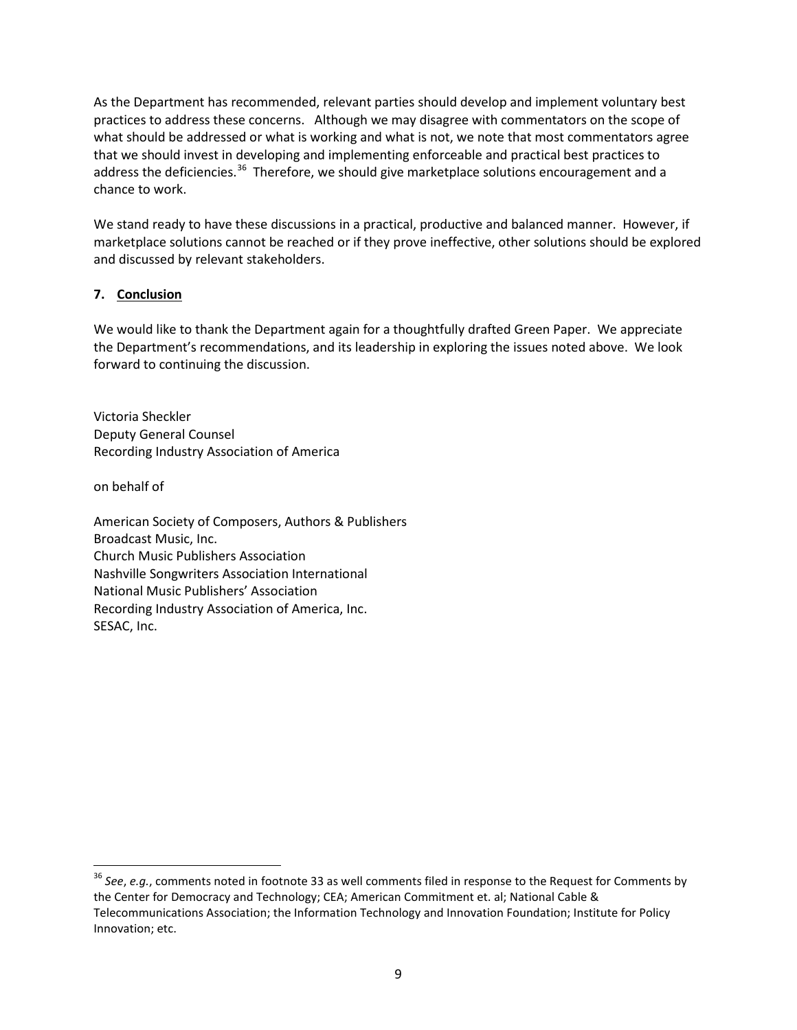As the Department has recommended, relevant parties should develop and implement voluntary best practices to address these concerns. Although we may disagree with commentators on the scope of what should be addressed or what is working and what is not, we note that most commentators agree that we should invest in developing and implementing enforceable and practical best practices to address the deficiencies.[36] Therefore, we should give marketplace solutions encouragement and a chance to work.

We stand ready to have these discussions in a practical, productive and balanced manner. However, if marketplace solutions cannot be reached or if they prove ineffective, other solutions should be explored and discussed by relevant stakeholders.

**7. Conclusion**

We would like to thank the Department again for a thoughtfully drafted Green Paper. We appreciate the Department's recommendations, and its leadership in exploring the issues noted above. We look forward to continuing the discussion.

Victoria Sheckler
Deputy General Counsel
Recording Industry Association of America

on behalf of

American Society of Composers, Authors & Publishers
Broadcast Music, Inc.
Church Music Publishers Association
Nashville Songwriters Association International
National Music Publishers' Association
Recording Industry Association of America, Inc.
SESAC, Inc.

---

[36] *See*, *e.g.*, comments noted in footnote 33 as well comments filed in response to the Request for Comments by the Center for Democracy and Technology; CEA; American Commitment et. al; National Cable & Telecommunications Association; the Information Technology and Innovation Foundation; Institute for Policy Innovation; etc.